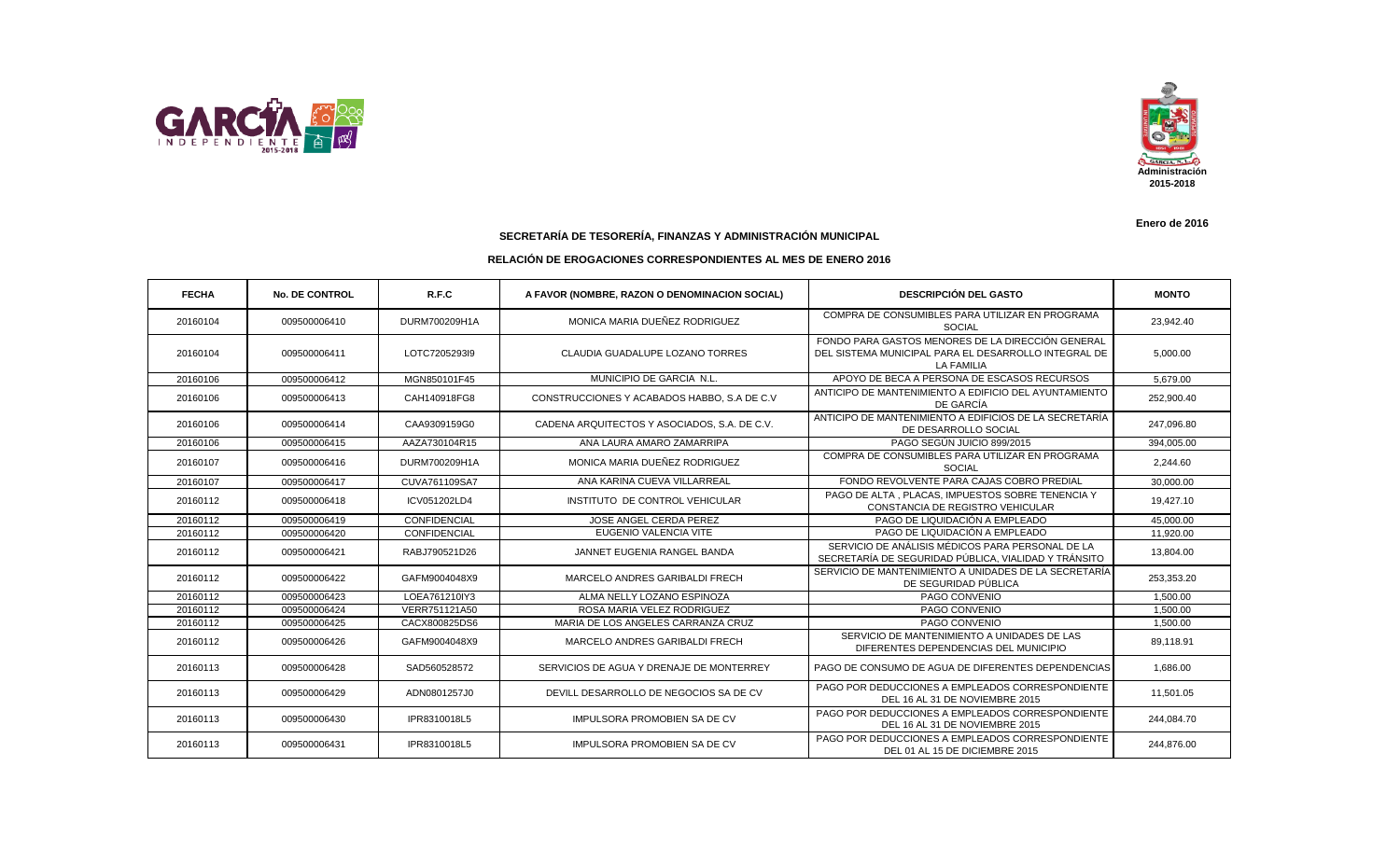Enero de 2016

## SECRETARÍA DE TESORERÍA, FINANZAS Y ADMINISTRACIÓN MUNICIPAL

### RELACIÓN DE EROGACIONES CORRESPONDIENTES AL MES DE ENERO 2016

| FECHA | No. DE CONTROL | R.F.C | A FAVOR (NOMBRE, RAZON O DENOMINACION SOCIAL) | DESCRIPCIÓN DEL GASTO | MONTO |
|---|---|---|---|---|---|
| 20160104 | 009500006410 | DURM700209H1A | MONICA MARIA DUEÑEZ RODRIGUEZ | COMPRA DE CONSUMIBLES PARA UTILIZAR EN PROGRAMA SOCIAL | 23,942.40 |
| 20160104 | 009500006411 | LOTC7205293I9 | CLAUDIA GUADALUPE LOZANO TORRES | FONDO PARA GASTOS MENORES DE LA DIRECCIÓN GENERAL DEL SISTEMA MUNICIPAL PARA EL DESARROLLO INTEGRAL DE LA FAMILIA | 5,000.00 |
| 20160106 | 009500006412 | MGN850101F45 | MUNICIPIO DE GARCIA N.L. | APOYO DE BECA A PERSONA DE ESCASOS RECURSOS | 5,679.00 |
| 20160106 | 009500006413 | CAH140918FG8 | CONSTRUCCIONES Y ACABADOS HABBO, S.A DE C.V | ANTICIPO DE MANTENIMIENTO A EDIFICIO DEL AYUNTAMIENTO DE GARCÍA | 252,900.40 |
| 20160106 | 009500006414 | CAA9309159G0 | CADENA ARQUITECTOS Y ASOCIADOS, S.A. DE C.V. | ANTICIPO DE MANTENIMIENTO A EDIFICIOS DE LA SECRETARÍA DE DESARROLLO SOCIAL | 247,096.80 |
| 20160106 | 009500006415 | AAZA730104R15 | ANA LAURA AMARO ZAMARRIPA | PAGO SEGÚN JUICIO 899/2015 | 394,005.00 |
| 20160107 | 009500006416 | DURM700209H1A | MONICA MARIA DUEÑEZ RODRIGUEZ | COMPRA DE CONSUMIBLES PARA UTILIZAR EN PROGRAMA SOCIAL | 2,244.60 |
| 20160107 | 009500006417 | CUVA761109SA7 | ANA KARINA CUEVA VILLARREAL | FONDO REVOLVENTE PARA CAJAS COBRO PREDIAL | 30,000.00 |
| 20160112 | 009500006418 | ICV051202LD4 | INSTITUTO DE CONTROL VEHICULAR | PAGO DE ALTA , PLACAS, IMPUESTOS SOBRE TENENCIA Y CONSTANCIA DE REGISTRO VEHICULAR | 19,427.10 |
| 20160112 | 009500006419 | CONFIDENCIAL | JOSE ANGEL CERDA PEREZ | PAGO DE LIQUIDACIÓN A EMPLEADO | 45,000.00 |
| 20160112 | 009500006420 | CONFIDENCIAL | EUGENIO VALENCIA VITE | PAGO DE LIQUIDACIÓN A EMPLEADO | 11,920.00 |
| 20160112 | 009500006421 | RABJ790521D26 | JANNET EUGENIA RANGEL BANDA | SERVICIO DE ANÁLISIS MÉDICOS PARA PERSONAL DE LA SECRETARÍA DE SEGURIDAD PÚBLICA, VIALIDAD Y TRÁNSITO | 13,804.00 |
| 20160112 | 009500006422 | GAFM9004048X9 | MARCELO ANDRES GARIBALDI FRECH | SERVICIO DE MANTENIMIENTO A UNIDADES DE LA SECRETARÍA DE SEGURIDAD PÚBLICA | 253,353.20 |
| 20160112 | 009500006423 | LOEA761210IY3 | ALMA NELLY LOZANO ESPINOZA | PAGO CONVENIO | 1,500.00 |
| 20160112 | 009500006424 | VERR751121A50 | ROSA MARIA VELEZ RODRIGUEZ | PAGO CONVENIO | 1,500.00 |
| 20160112 | 009500006425 | CACX800825DS6 | MARIA DE LOS ANGELES CARRANZA CRUZ | PAGO CONVENIO | 1,500.00 |
| 20160112 | 009500006426 | GAFM9004048X9 | MARCELO ANDRES GARIBALDI FRECH | SERVICIO DE MANTENIMIENTO A UNIDADES DE LAS DIFERENTES DEPENDENCIAS DEL MUNICIPIO | 89,118.91 |
| 20160113 | 009500006428 | SAD560528572 | SERVICIOS DE AGUA Y DRENAJE DE MONTERREY | PAGO DE CONSUMO DE AGUA DE DIFERENTES DEPENDENCIAS | 1,686.00 |
| 20160113 | 009500006429 | ADN0801257J0 | DEVILL DESARROLLO DE NEGOCIOS SA DE CV | PAGO POR DEDUCCIONES A EMPLEADOS CORRESPONDIENTE DEL 16 AL 31 DE NOVIEMBRE 2015 | 11,501.05 |
| 20160113 | 009500006430 | IPR8310018L5 | IMPULSORA PROMOBIEN SA DE CV | PAGO POR DEDUCCIONES A EMPLEADOS CORRESPONDIENTE DEL 16 AL 31 DE NOVIEMBRE 2015 | 244,084.70 |
| 20160113 | 009500006431 | IPR8310018L5 | IMPULSORA PROMOBIEN SA DE CV | PAGO POR DEDUCCIONES A EMPLEADOS CORRESPONDIENTE DEL 01 AL 15 DE DICIEMBRE 2015 | 244,876.00 |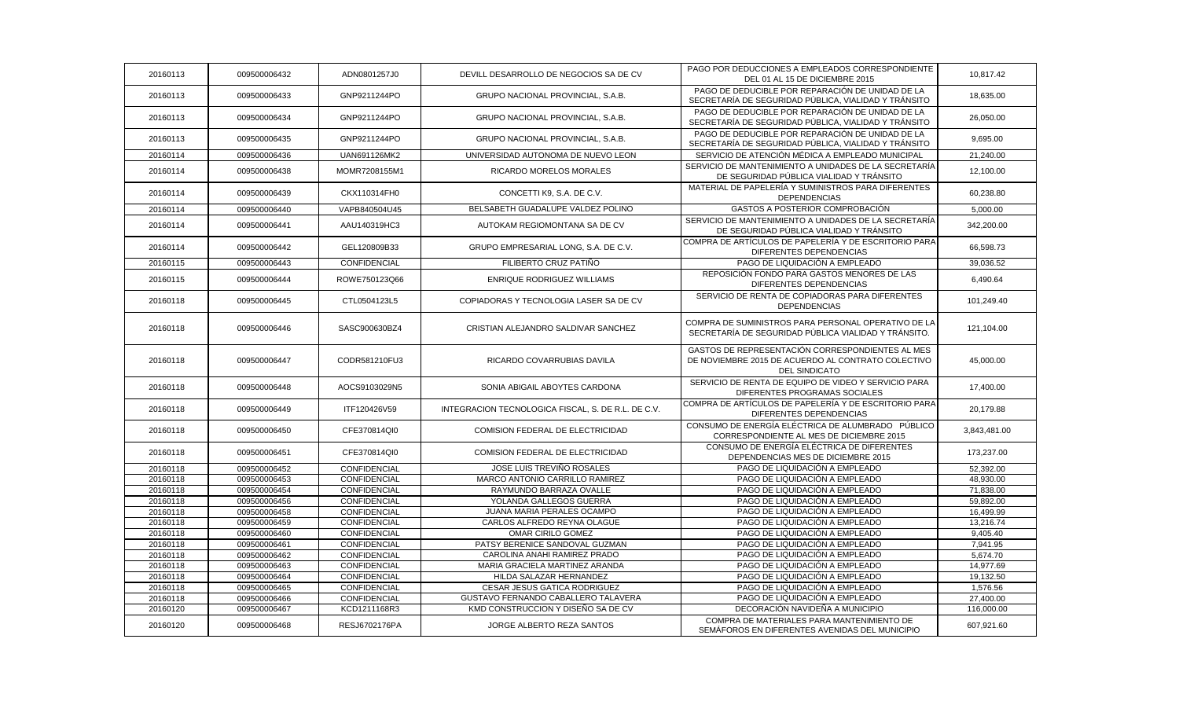| | | | | | |
|---|---|---|---|---|---|
| 20160113 | 009500006432 | ADN0801257J0 | DEVILL DESARROLLO DE NEGOCIOS SA DE CV | PAGO POR DEDUCCIONES A EMPLEADOS CORRESPONDIENTE DEL 01 AL 15 DE DICIEMBRE 2015 | 10,817.42 |
| 20160113 | 009500006433 | GNP9211244PO | GRUPO NACIONAL PROVINCIAL, S.A.B. | PAGO DE DEDUCIBLE POR REPARACIÓN DE UNIDAD DE LA SECRETARÍA DE SEGURIDAD PÚBLICA, VIALIDAD Y TRÁNSITO | 18,635.00 |
| 20160113 | 009500006434 | GNP9211244PO | GRUPO NACIONAL PROVINCIAL, S.A.B. | PAGO DE DEDUCIBLE POR REPARACIÓN DE UNIDAD DE LA SECRETARÍA DE SEGURIDAD PÚBLICA, VIALIDAD Y TRÁNSITO | 26,050.00 |
| 20160113 | 009500006435 | GNP9211244PO | GRUPO NACIONAL PROVINCIAL, S.A.B. | PAGO DE DEDUCIBLE POR REPARACIÓN DE UNIDAD DE LA SECRETARÍA DE SEGURIDAD PÚBLICA, VIALIDAD Y TRÁNSITO | 9,695.00 |
| 20160114 | 009500006436 | UAN691126MK2 | UNIVERSIDAD AUTONOMA DE NUEVO LEON | SERVICIO DE ATENCIÓN MÉDICA A EMPLEADO MUNICIPAL | 21,240.00 |
| 20160114 | 009500006438 | MOMR7208155M1 | RICARDO MORELOS MORALES | SERVICIO DE MANTENIMIENTO A UNIDADES DE LA SECRETARÍA DE SEGURIDAD PÚBLICA VIALIDAD Y TRÁNSITO | 12,100.00 |
| 20160114 | 009500006439 | CKX110314FH0 | CONCETTI K9, S.A. DE C.V. | MATERIAL DE PAPELERÍA Y SUMINISTROS PARA DIFERENTES DEPENDENCIAS | 60,238.80 |
| 20160114 | 009500006440 | VAPB840504U45 | BELSABETH GUADALUPE VALDEZ POLINO | GASTOS A POSTERIOR COMPROBACIÓN | 5,000.00 |
| 20160114 | 009500006441 | AAU140319HC3 | AUTOKAM REGIOMONTANA SA DE CV | SERVICIO DE MANTENIMIENTO A UNIDADES DE LA SECRETARÍA DE SEGURIDAD PÚBLICA VIALIDAD Y TRÁNSITO | 342,200.00 |
| 20160114 | 009500006442 | GEL120809B33 | GRUPO EMPRESARIAL LONG, S.A. DE C.V. | COMPRA DE ARTÍCULOS DE PAPELERÍA Y DE ESCRITORIO PARA DIFERENTES DEPENDENCIAS | 66,598.73 |
| 20160115 | 009500006443 | CONFIDENCIAL | FILIBERTO CRUZ PATIÑO | PAGO DE LIQUIDACIÓN A EMPLEADO | 39,036.52 |
| 20160115 | 009500006444 | ROWE750123Q66 | ENRIQUE RODRIGUEZ WILLIAMS | REPOSICIÓN FONDO PARA GASTOS MENORES DE LAS DIFERENTES DEPENDENCIAS | 6,490.64 |
| 20160118 | 009500006445 | CTL0504123L5 | COPIADORAS Y TECNOLOGIA LASER SA DE CV | SERVICIO DE RENTA DE COPIADORAS PARA DIFERENTES DEPENDENCIAS | 101,249.40 |
| 20160118 | 009500006446 | SASC900630BZ4 | CRISTIAN ALEJANDRO SALDIVAR SANCHEZ | COMPRA DE SUMINISTROS PARA PERSONAL OPERATIVO DE LA SECRETARÍA DE SEGURIDAD PÚBLICA VIALIDAD Y TRÁNSITO. | 121,104.00 |
| 20160118 | 009500006447 | CODR581210FU3 | RICARDO COVARRUBIAS DAVILA | GASTOS DE REPRESENTACIÓN CORRESPONDIENTES AL MES DE NOVIEMBRE 2015 DE ACUERDO AL CONTRATO COLECTIVO DEL SINDICATO | 45,000.00 |
| 20160118 | 009500006448 | AOCS9103029N5 | SONIA ABIGAIL ABOYTES CARDONA | SERVICIO DE RENTA DE EQUIPO DE VIDEO Y SERVICIO PARA DIFERENTES PROGRAMAS SOCIALES | 17,400.00 |
| 20160118 | 009500006449 | ITF120426V59 | INTEGRACION TECNOLOGICA FISCAL, S. DE R.L. DE C.V. | COMPRA DE ARTÍCULOS DE PAPELERÍA Y DE ESCRITORIO PARA DIFERENTES DEPENDENCIAS | 20,179.88 |
| 20160118 | 009500006450 | CFE370814QI0 | COMISION FEDERAL DE ELECTRICIDAD | CONSUMO DE ENERGÍA ELÉCTRICA DE ALUMBRADO PÚBLICO CORRESPONDIENTE AL MES DE DICIEMBRE 2015 | 3,843,481.00 |
| 20160118 | 009500006451 | CFE370814QI0 | COMISION FEDERAL DE ELECTRICIDAD | CONSUMO DE ENERGÍA ELÉCTRICA DE DIFERENTES DEPENDENCIAS MES DE DICIEMBRE 2015 | 173,237.00 |
| 20160118 | 009500006452 | CONFIDENCIAL | JOSE LUIS TREVIÑO ROSALES | PAGO DE LIQUIDACIÓN A EMPLEADO | 52,392.00 |
| 20160118 | 009500006453 | CONFIDENCIAL | MARCO ANTONIO CARRILLO RAMIREZ | PAGO DE LIQUIDACIÓN A EMPLEADO | 48,930.00 |
| 20160118 | 009500006454 | CONFIDENCIAL | RAYMUNDO BARRAZA OVALLE | PAGO DE LIQUIDACIÓN A EMPLEADO | 71,838.00 |
| 20160118 | 009500006456 | CONFIDENCIAL | YOLANDA GALLEGOS GUERRA | PAGO DE LIQUIDACIÓN A EMPLEADO | 59,892.00 |
| 20160118 | 009500006458 | CONFIDENCIAL | JUANA MARIA PERALES OCAMPO | PAGO DE LIQUIDACIÓN A EMPLEADO | 16,499.99 |
| 20160118 | 009500006459 | CONFIDENCIAL | CARLOS ALFREDO REYNA OLAGUE | PAGO DE LIQUIDACIÓN A EMPLEADO | 13,216.74 |
| 20160118 | 009500006460 | CONFIDENCIAL | OMAR CIRILO GOMEZ | PAGO DE LIQUIDACIÓN A EMPLEADO | 9,405.40 |
| 20160118 | 009500006461 | CONFIDENCIAL | PATSY BERENICE SANDOVAL GUZMAN | PAGO DE LIQUIDACIÓN A EMPLEADO | 7,941.95 |
| 20160118 | 009500006462 | CONFIDENCIAL | CAROLINA ANAHI RAMIREZ PRADO | PAGO DE LIQUIDACIÓN A EMPLEADO | 5,674.70 |
| 20160118 | 009500006463 | CONFIDENCIAL | MARIA GRACIELA MARTINEZ ARANDA | PAGO DE LIQUIDACIÓN A EMPLEADO | 14,977.69 |
| 20160118 | 009500006464 | CONFIDENCIAL | HILDA SALAZAR HERNANDEZ | PAGO DE LIQUIDACIÓN A EMPLEADO | 19,132.50 |
| 20160118 | 009500006465 | CONFIDENCIAL | CESAR JESUS GATICA RODRIGUEZ | PAGO DE LIQUIDACIÓN A EMPLEADO | 1,576.56 |
| 20160118 | 009500006466 | CONFIDENCIAL | GUSTAVO FERNANDO CABALLERO TALAVERA | PAGO DE LIQUIDACIÓN A EMPLEADO | 27,400.00 |
| 20160120 | 009500006467 | KCD1211168R3 | KMD CONSTRUCCION Y DISEÑO SA DE CV | DECORACIÓN NAVIDEÑA A MUNICIPIO | 116,000.00 |
| 20160120 | 009500006468 | RESJ6702176PA | JORGE ALBERTO REZA SANTOS | COMPRA DE MATERIALES PARA MANTENIMIENTO DE SEMÁFOROS EN DIFERENTES AVENIDAS DEL MUNICIPIO | 607,921.60 |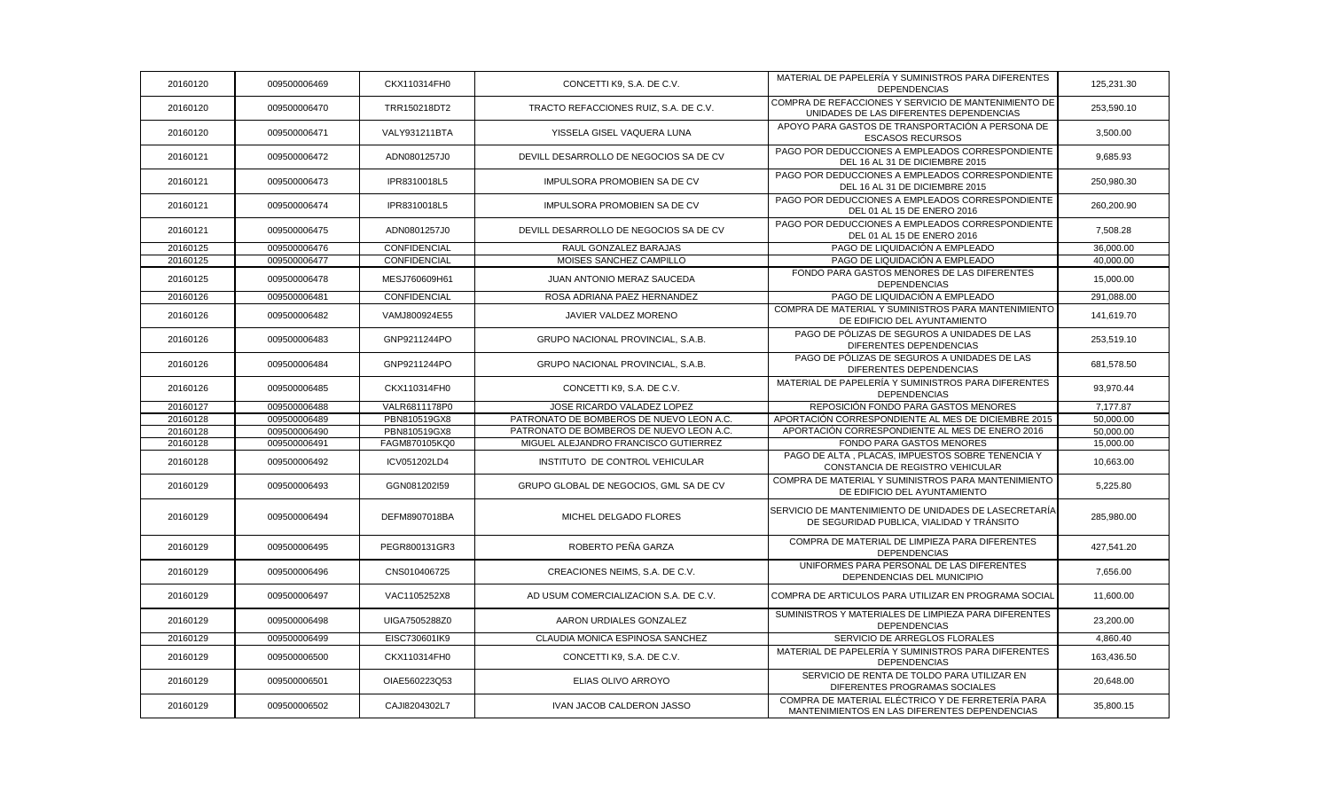| 20160120 | 009500006469 | CKX110314FH0 | CONCETTI K9, S.A. DE C.V. | MATERIAL DE PAPELERÍA Y SUMINISTROS PARA DIFERENTES DEPENDENCIAS | 125,231.30 |
|---|---|---|---|---|---|
| 20160120 | 009500006470 | TRR150218DT2 | TRACTO REFACCIONES RUIZ, S.A. DE C.V. | COMPRA DE REFACCIONES Y SERVICIO DE MANTENIMIENTO DE UNIDADES DE LAS DIFERENTES DEPENDENCIAS | 253,590.10 |
| 20160120 | 009500006471 | VALY931211BTA | YISSELA GISEL VAQUERA LUNA | APOYO PARA GASTOS DE TRANSPORTACIÓN A PERSONA DE ESCASOS RECURSOS | 3,500.00 |
| 20160121 | 009500006472 | ADN0801257J0 | DEVILL DESARROLLO DE NEGOCIOS SA DE CV | PAGO POR DEDUCCIONES A EMPLEADOS CORRESPONDIENTE DEL 16 AL 31 DE DICIEMBRE 2015 | 9,685.93 |
| 20160121 | 009500006473 | IPR8310018L5 | IMPULSORA PROMOBIEN SA DE CV | PAGO POR DEDUCCIONES A EMPLEADOS CORRESPONDIENTE DEL 16 AL 31 DE DICIEMBRE 2015 | 250,980.30 |
| 20160121 | 009500006474 | IPR8310018L5 | IMPULSORA PROMOBIEN SA DE CV | PAGO POR DEDUCCIONES A EMPLEADOS CORRESPONDIENTE DEL 01 AL 15 DE ENERO 2016 | 260,200.90 |
| 20160121 | 009500006475 | ADN0801257J0 | DEVILL DESARROLLO DE NEGOCIOS SA DE CV | PAGO POR DEDUCCIONES A EMPLEADOS CORRESPONDIENTE DEL 01 AL 15 DE ENERO 2016 | 7,508.28 |
| 20160125 | 009500006476 | CONFIDENCIAL | RAUL GONZALEZ BARAJAS | PAGO DE LIQUIDACIÓN A EMPLEADO | 36,000.00 |
| 20160125 | 009500006477 | CONFIDENCIAL | MOISES SANCHEZ CAMPILLO | PAGO DE LIQUIDACIÓN A EMPLEADO | 40,000.00 |
| 20160125 | 009500006478 | MESJ760609H61 | JUAN ANTONIO MERAZ SAUCEDA | FONDO PARA GASTOS MENORES DE LAS DIFERENTES DEPENDENCIAS | 15,000.00 |
| 20160126 | 009500006481 | CONFIDENCIAL | ROSA ADRIANA PAEZ HERNANDEZ | PAGO DE LIQUIDACIÓN A EMPLEADO | 291,088.00 |
| 20160126 | 009500006482 | VAMJ800924E55 | JAVIER VALDEZ MORENO | COMPRA DE MATERIAL Y SUMINISTROS PARA MANTENIMIENTO DE EDIFICIO DEL AYUNTAMIENTO | 141,619.70 |
| 20160126 | 009500006483 | GNP9211244PO | GRUPO NACIONAL PROVINCIAL, S.A.B. | PAGO DE PÓLIZAS DE SEGUROS A UNIDADES DE LAS DIFERENTES DEPENDENCIAS | 253,519.10 |
| 20160126 | 009500006484 | GNP9211244PO | GRUPO NACIONAL PROVINCIAL, S.A.B. | PAGO DE PÓLIZAS DE SEGUROS A UNIDADES DE LAS DIFERENTES DEPENDENCIAS | 681,578.50 |
| 20160126 | 009500006485 | CKX110314FH0 | CONCETTI K9, S.A. DE C.V. | MATERIAL DE PAPELERÍA Y SUMINISTROS PARA DIFERENTES DEPENDENCIAS | 93,970.44 |
| 20160127 | 009500006488 | VALR6811178P0 | JOSE RICARDO VALADEZ LOPEZ | REPOSICIÓN FONDO PARA GASTOS MENORES | 7,177.87 |
| 20160128 | 009500006489 | PBN810519GX8 | PATRONATO DE BOMBEROS DE NUEVO LEON A.C. | APORTACIÓN CORRESPONDIENTE AL MES DE DICIEMBRE 2015 | 50,000.00 |
| 20160128 | 009500006490 | PBN810519GX8 | PATRONATO DE BOMBEROS DE NUEVO LEON A.C. | APORTACIÓN CORRESPONDIENTE AL MES DE ENERO 2016 | 50,000.00 |
| 20160128 | 009500006491 | FAGM870105KQ0 | MIGUEL ALEJANDRO FRANCISCO GUTIERREZ | FONDO PARA GASTOS MENORES | 15,000.00 |
| 20160128 | 009500006492 | ICV051202LD4 | INSTITUTO DE CONTROL VEHICULAR | PAGO DE ALTA , PLACAS, IMPUESTOS SOBRE TENENCIA Y CONSTANCIA DE REGISTRO VEHICULAR | 10,663.00 |
| 20160129 | 009500006493 | GGN081202I59 | GRUPO GLOBAL DE NEGOCIOS, GML SA DE CV | COMPRA DE MATERIAL Y SUMINISTROS PARA MANTENIMIENTO DE EDIFICIO DEL AYUNTAMIENTO | 5,225.80 |
| 20160129 | 009500006494 | DEFM8907018BA | MICHEL DELGADO FLORES | SERVICIO DE MANTENIMIENTO DE UNIDADES DE LASECRETARÍA DE SEGURIDAD PUBLICA, VIALIDAD Y TRÁNSITO | 285,980.00 |
| 20160129 | 009500006495 | PEGR800131GR3 | ROBERTO PEÑA GARZA | COMPRA DE MATERIAL DE LIMPIEZA PARA DIFERENTES DEPENDENCIAS | 427,541.20 |
| 20160129 | 009500006496 | CNS010406725 | CREACIONES NEIMS, S.A. DE C.V. | UNIFORMES PARA PERSONAL DE LAS DIFERENTES DEPENDENCIAS DEL MUNICIPIO | 7,656.00 |
| 20160129 | 009500006497 | VAC1105252X8 | AD USUM COMERCIALIZACION S.A. DE C.V. | COMPRA DE ARTICULOS PARA UTILIZAR EN PROGRAMA SOCIAL | 11,600.00 |
| 20160129 | 009500006498 | UIGA7505288Z0 | AARON URDIALES GONZALEZ | SUMINISTROS Y MATERIALES DE LIMPIEZA PARA DIFERENTES DEPENDENCIAS | 23,200.00 |
| 20160129 | 009500006499 | EISC730601IK9 | CLAUDIA MONICA ESPINOSA SANCHEZ | SERVICIO DE ARREGLOS FLORALES | 4,860.40 |
| 20160129 | 009500006500 | CKX110314FH0 | CONCETTI K9, S.A. DE C.V. | MATERIAL DE PAPELERÍA Y SUMINISTROS PARA DIFERENTES DEPENDENCIAS | 163,436.50 |
| 20160129 | 009500006501 | OIAE560223Q53 | ELIAS OLIVO ARROYO | SERVICIO DE RENTA DE TOLDO PARA UTILIZAR EN DIFERENTES PROGRAMAS SOCIALES | 20,648.00 |
| 20160129 | 009500006502 | CAJI8204302L7 | IVAN JACOB CALDERON JASSO | COMPRA DE MATERIAL ELÉCTRICO Y DE FERRETERÍA PARA MANTENIMIENTOS EN LAS DIFERENTES DEPENDENCIAS | 35,800.15 |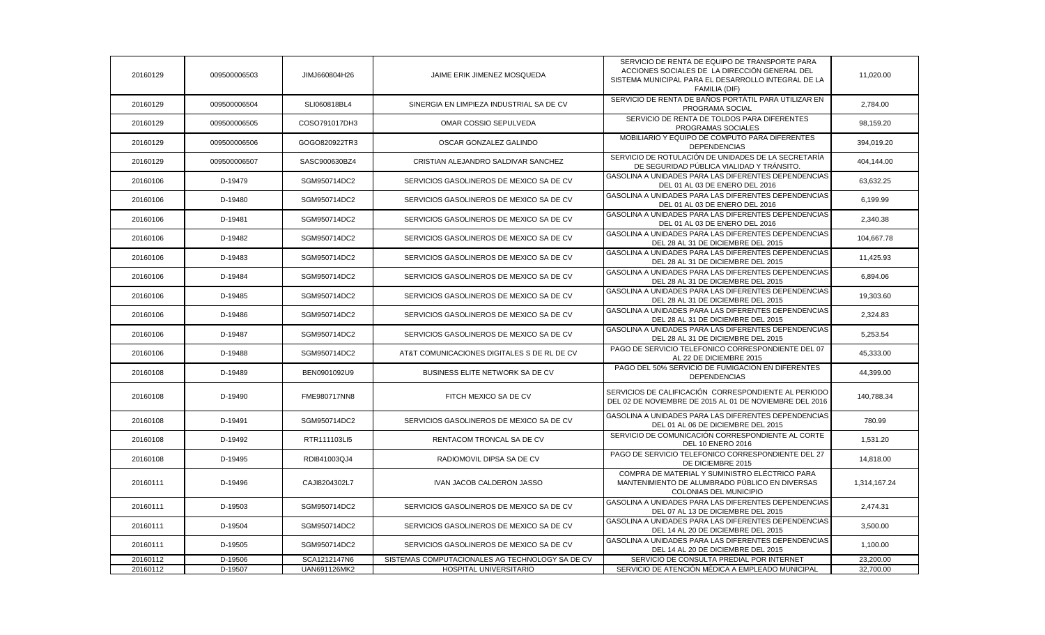| | | | | | |
|---|---|---|---|---|---|
| 20160129 | 009500006503 | JIMJ660804H26 | JAIME ERIK JIMENEZ MOSQUEDA | SERVICIO DE RENTA DE EQUIPO DE TRANSPORTE PARA ACCIONES SOCIALES DE LA DIRECCIÓN GENERAL DEL SISTEMA MUNICIPAL PARA EL DESARROLLO INTEGRAL DE LA FAMILIA (DIF) | 11,020.00 |
| 20160129 | 009500006504 | SLI060818BL4 | SINERGIA EN LIMPIEZA INDUSTRIAL SA DE CV | SERVICIO DE RENTA DE BAÑOS PORTÁTIL PARA UTILIZAR EN PROGRAMA SOCIAL | 2,784.00 |
| 20160129 | 009500006505 | COSO791017DH3 | OMAR COSSIO SEPULVEDA | SERVICIO DE RENTA DE TOLDOS PARA DIFERENTES PROGRAMAS SOCIALES | 98,159.20 |
| 20160129 | 009500006506 | GOGO820922TR3 | OSCAR GONZALEZ GALINDO | MOBILIARIO Y EQUIPO DE COMPUTO PARA DIFERENTES DEPENDENCIAS | 394,019.20 |
| 20160129 | 009500006507 | SASC900630BZ4 | CRISTIAN ALEJANDRO SALDIVAR SANCHEZ | SERVICIO DE ROTULACIÓN DE UNIDADES DE LA SECRETARÍA DE SEGURIDAD PÚBLICA VIALIDAD Y TRÁNSITO. | 404,144.00 |
| 20160106 | D-19479 | SGM950714DC2 | SERVICIOS GASOLINEROS DE MEXICO SA DE CV | GASOLINA A UNIDADES PARA LAS DIFERENTES DEPENDENCIAS DEL 01 AL 03 DE ENERO DEL 2016 | 63,632.25 |
| 20160106 | D-19480 | SGM950714DC2 | SERVICIOS GASOLINEROS DE MEXICO SA DE CV | GASOLINA A UNIDADES PARA LAS DIFERENTES DEPENDENCIAS DEL 01 AL 03 DE ENERO DEL 2016 | 6,199.99 |
| 20160106 | D-19481 | SGM950714DC2 | SERVICIOS GASOLINEROS DE MEXICO SA DE CV | GASOLINA A UNIDADES PARA LAS DIFERENTES DEPENDENCIAS DEL 01 AL 03 DE ENERO DEL 2016 | 2,340.38 |
| 20160106 | D-19482 | SGM950714DC2 | SERVICIOS GASOLINEROS DE MEXICO SA DE CV | GASOLINA A UNIDADES PARA LAS DIFERENTES DEPENDENCIAS DEL 28 AL 31 DE DICIEMBRE DEL 2015 | 104,667.78 |
| 20160106 | D-19483 | SGM950714DC2 | SERVICIOS GASOLINEROS DE MEXICO SA DE CV | GASOLINA A UNIDADES PARA LAS DIFERENTES DEPENDENCIAS DEL 28 AL 31 DE DICIEMBRE DEL 2015 | 11,425.93 |
| 20160106 | D-19484 | SGM950714DC2 | SERVICIOS GASOLINEROS DE MEXICO SA DE CV | GASOLINA A UNIDADES PARA LAS DIFERENTES DEPENDENCIAS DEL 28 AL 31 DE DICIEMBRE DEL 2015 | 6,894.06 |
| 20160106 | D-19485 | SGM950714DC2 | SERVICIOS GASOLINEROS DE MEXICO SA DE CV | GASOLINA A UNIDADES PARA LAS DIFERENTES DEPENDENCIAS DEL 28 AL 31 DE DICIEMBRE DEL 2015 | 19,303.60 |
| 20160106 | D-19486 | SGM950714DC2 | SERVICIOS GASOLINEROS DE MEXICO SA DE CV | GASOLINA A UNIDADES PARA LAS DIFERENTES DEPENDENCIAS DEL 28 AL 31 DE DICIEMBRE DEL 2015 | 2,324.83 |
| 20160106 | D-19487 | SGM950714DC2 | SERVICIOS GASOLINEROS DE MEXICO SA DE CV | GASOLINA A UNIDADES PARA LAS DIFERENTES DEPENDENCIAS DEL 28 AL 31 DE DICIEMBRE DEL 2015 | 5,253.54 |
| 20160106 | D-19488 | SGM950714DC2 | AT&T COMUNICACIONES DIGITALES S DE RL DE CV | PAGO DE SERVICIO TELEFONICO CORRESPONDIENTE DEL 07 AL 22 DE DICIEMBRE 2015 | 45,333.00 |
| 20160108 | D-19489 | BEN0901092U9 | BUSINESS ELITE NETWORK SA DE CV | PAGO DEL 50% SERVICIO DE FUMIGACION EN DIFERENTES DEPENDENCIAS | 44,399.00 |
| 20160108 | D-19490 | FME980717NN8 | FITCH MEXICO SA DE CV | SERVICIOS DE CALIFICACIÓN CORRESPONDIENTE AL PERIODO DEL 02 DE NOVIEMBRE DE 2015 AL 01 DE NOVIEMBRE DEL 2016 | 140,788.34 |
| 20160108 | D-19491 | SGM950714DC2 | SERVICIOS GASOLINEROS DE MEXICO SA DE CV | GASOLINA A UNIDADES PARA LAS DIFERENTES DEPENDENCIAS DEL 01 AL 06 DE DICIEMBRE DEL 2015 | 780.99 |
| 20160108 | D-19492 | RTR111103LI5 | RENTACOM TRONCAL SA DE CV | SERVICIO DE COMUNICACIÓN CORRESPONDIENTE AL CORTE DEL 10 ENERO 2016 | 1,531.20 |
| 20160108 | D-19495 | RDI841003QJ4 | RADIOMOVIL DIPSA SA DE CV | PAGO DE SERVICIO TELEFONICO CORRESPONDIENTE DEL 27 DE DICIEMBRE 2015 | 14,818.00 |
| 20160111 | D-19496 | CAJI8204302L7 | IVAN JACOB CALDERON JASSO | COMPRA DE MATERIAL Y SUMINISTRO ELÉCTRICO PARA MANTENIMIENTO DE ALUMBRADO PÚBLICO EN DIVERSAS COLONIAS DEL MUNICIPIO | 1,314,167.24 |
| 20160111 | D-19503 | SGM950714DC2 | SERVICIOS GASOLINEROS DE MEXICO SA DE CV | GASOLINA A UNIDADES PARA LAS DIFERENTES DEPENDENCIAS DEL 07 AL 13 DE DICIEMBRE DEL 2015 | 2,474.31 |
| 20160111 | D-19504 | SGM950714DC2 | SERVICIOS GASOLINEROS DE MEXICO SA DE CV | GASOLINA A UNIDADES PARA LAS DIFERENTES DEPENDENCIAS DEL 14 AL 20 DE DICIEMBRE DEL 2015 | 3,500.00 |
| 20160111 | D-19505 | SGM950714DC2 | SERVICIOS GASOLINEROS DE MEXICO SA DE CV | GASOLINA A UNIDADES PARA LAS DIFERENTES DEPENDENCIAS DEL 14 AL 20 DE DICIEMBRE DEL 2015 | 1,100.00 |
| 20160112 | D-19506 | SCA1212147N6 | SISTEMAS COMPUTACIONALES AG TECHNOLOGY SA DE CV | SERVICIO DE CONSULTA PREDIAL POR INTERNET | 23,200.00 |
| 20160112 | D-19507 | UAN691126MK2 | HOSPITAL UNIVERSITARIO | SERVICIO DE ATENCIÓN MÉDICA A EMPLEADO MUNICIPAL | 32,700.00 |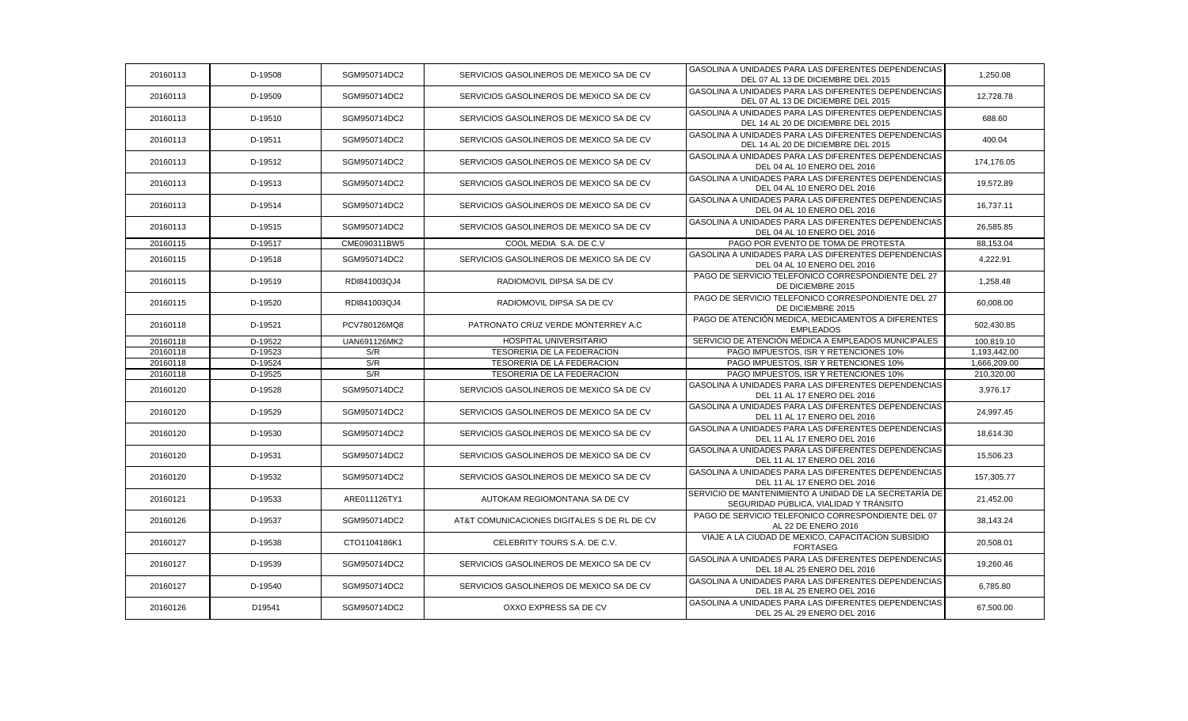| 20160113 | D-19508 | SGM950714DC2 | SERVICIOS GASOLINEROS DE MEXICO SA DE CV | GASOLINA A UNIDADES PARA LAS DIFERENTES DEPENDENCIAS DEL 07 AL 13 DE DICIEMBRE DEL 2015 | 1,250.08 |
|---|---|---|---|---|---|
| 20160113 | D-19509 | SGM950714DC2 | SERVICIOS GASOLINEROS DE MEXICO SA DE CV | GASOLINA A UNIDADES PARA LAS DIFERENTES DEPENDENCIAS DEL 07 AL 13 DE DICIEMBRE DEL 2015 | 12,728.78 |
| 20160113 | D-19510 | SGM950714DC2 | SERVICIOS GASOLINEROS DE MEXICO SA DE CV | GASOLINA A UNIDADES PARA LAS DIFERENTES DEPENDENCIAS DEL 14 AL 20 DE DICIEMBRE DEL 2015 | 688.60 |
| 20160113 | D-19511 | SGM950714DC2 | SERVICIOS GASOLINEROS DE MEXICO SA DE CV | GASOLINA A UNIDADES PARA LAS DIFERENTES DEPENDENCIAS DEL 14 AL 20 DE DICIEMBRE DEL 2015 | 400.04 |
| 20160113 | D-19512 | SGM950714DC2 | SERVICIOS GASOLINEROS DE MEXICO SA DE CV | GASOLINA A UNIDADES PARA LAS DIFERENTES DEPENDENCIAS DEL 04 AL 10 ENERO DEL 2016 | 174,176.05 |
| 20160113 | D-19513 | SGM950714DC2 | SERVICIOS GASOLINEROS DE MEXICO SA DE CV | GASOLINA A UNIDADES PARA LAS DIFERENTES DEPENDENCIAS DEL 04 AL 10 ENERO DEL 2016 | 19,572.89 |
| 20160113 | D-19514 | SGM950714DC2 | SERVICIOS GASOLINEROS DE MEXICO SA DE CV | GASOLINA A UNIDADES PARA LAS DIFERENTES DEPENDENCIAS DEL 04 AL 10 ENERO DEL 2016 | 16,737.11 |
| 20160113 | D-19515 | SGM950714DC2 | SERVICIOS GASOLINEROS DE MEXICO SA DE CV | GASOLINA A UNIDADES PARA LAS DIFERENTES DEPENDENCIAS DEL 04 AL 10 ENERO DEL 2016 | 26,585.85 |
| 20160115 | D-19517 | CME090311BW5 | COOL MEDIA S.A. DE C.V | PAGO POR EVENTO DE TOMA DE PROTESTA | 88,153.04 |
| 20160115 | D-19518 | SGM950714DC2 | SERVICIOS GASOLINEROS DE MEXICO SA DE CV | GASOLINA A UNIDADES PARA LAS DIFERENTES DEPENDENCIAS DEL 04 AL 10 ENERO DEL 2016 | 4,222.91 |
| 20160115 | D-19519 | RDI841003QJ4 | RADIOMOVIL DIPSA SA DE CV | PAGO DE SERVICIO TELEFONICO CORRESPONDIENTE DEL 27 DE DICIEMBRE 2015 | 1,258.48 |
| 20160115 | D-19520 | RDI841003QJ4 | RADIOMOVIL DIPSA SA DE CV | PAGO DE SERVICIO TELEFONICO CORRESPONDIENTE DEL 27 DE DICIEMBRE 2015 | 60,008.00 |
| 20160118 | D-19521 | PCV780126MQ8 | PATRONATO CRUZ VERDE MONTERREY A.C | PAGO DE ATENCIÓN MEDICA, MEDICAMENTOS A DIFERENTES EMPLEADOS | 502,430.85 |
| 20160118 | D-19522 | UAN691126MK2 | HOSPITAL UNIVERSITARIO | SERVICIO DE ATENCIÓN MÉDICA A EMPLEADOS MUNICIPALES | 100,819.10 |
| 20160118 | D-19523 | S/R | TESORERIA DE LA FEDERACION | PAGO IMPUESTOS, ISR Y RETENCIONES 10% | 1,193,442.00 |
| 20160118 | D-19524 | S/R | TESORERIA DE LA FEDERACION | PAGO IMPUESTOS, ISR Y RETENCIONES 10% | 1,666,209.00 |
| 20160118 | D-19525 | S/R | TESORERIA DE LA FEDERACION | PAGO IMPUESTOS, ISR Y RETENCIONES 10% | 210,320.00 |
| 20160120 | D-19528 | SGM950714DC2 | SERVICIOS GASOLINEROS DE MEXICO SA DE CV | GASOLINA A UNIDADES PARA LAS DIFERENTES DEPENDENCIAS DEL 11 AL 17 ENERO DEL 2016 | 3,976.17 |
| 20160120 | D-19529 | SGM950714DC2 | SERVICIOS GASOLINEROS DE MEXICO SA DE CV | GASOLINA A UNIDADES PARA LAS DIFERENTES DEPENDENCIAS DEL 11 AL 17 ENERO DEL 2016 | 24,997.45 |
| 20160120 | D-19530 | SGM950714DC2 | SERVICIOS GASOLINEROS DE MEXICO SA DE CV | GASOLINA A UNIDADES PARA LAS DIFERENTES DEPENDENCIAS DEL 11 AL 17 ENERO DEL 2016 | 18,614.30 |
| 20160120 | D-19531 | SGM950714DC2 | SERVICIOS GASOLINEROS DE MEXICO SA DE CV | GASOLINA A UNIDADES PARA LAS DIFERENTES DEPENDENCIAS DEL 11 AL 17 ENERO DEL 2016 | 15,506.23 |
| 20160120 | D-19532 | SGM950714DC2 | SERVICIOS GASOLINEROS DE MEXICO SA DE CV | GASOLINA A UNIDADES PARA LAS DIFERENTES DEPENDENCIAS DEL 11 AL 17 ENERO DEL 2016 | 157,305.77 |
| 20160121 | D-19533 | ARE011126TY1 | AUTOKAM REGIOMONTANA SA DE CV | SERVICIO DE MANTENIMIENTO A UNIDAD DE LA SECRETARÍA DE SEGURIDAD PÚBLICA, VIALIDAD Y TRÁNSITO | 21,452.00 |
| 20160126 | D-19537 | SGM950714DC2 | AT&T COMUNICACIONES DIGITALES S DE RL DE CV | PAGO DE SERVICIO TELEFONICO CORRESPONDIENTE DEL 07 AL 22 DE ENERO 2016 | 38,143.24 |
| 20160127 | D-19538 | CTO1104186K1 | CELEBRITY TOURS S.A. DE C.V. | VIAJE A LA CIUDAD DE MEXICO, CAPACITACION SUBSIDIO FORTASEG | 20,508.01 |
| 20160127 | D-19539 | SGM950714DC2 | SERVICIOS GASOLINEROS DE MEXICO SA DE CV | GASOLINA A UNIDADES PARA LAS DIFERENTES DEPENDENCIAS DEL 18 AL 25 ENERO DEL 2016 | 19,260.46 |
| 20160127 | D-19540 | SGM950714DC2 | SERVICIOS GASOLINEROS DE MEXICO SA DE CV | GASOLINA A UNIDADES PARA LAS DIFERENTES DEPENDENCIAS DEL 18 AL 25 ENERO DEL 2016 | 6,785.80 |
| 20160126 | D19541 | SGM950714DC2 | OXXO EXPRESS SA DE CV | GASOLINA A UNIDADES PARA LAS DIFERENTES DEPENDENCIAS DEL 25 AL 29 ENERO DEL 2016 | 67,500.00 |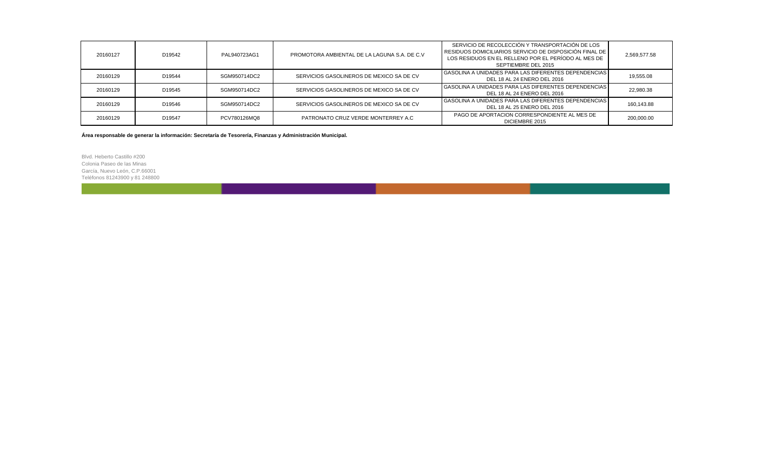| | | | | | |
|---|---|---|---|---|---|
| 20160127 | D19542 | PAL940723AG1 | PROMOTORA AMBIENTAL DE LA LAGUNA S.A. DE C.V | SERVICIO DE RECOLECCIÓN Y TRANSPORTACIÓN DE LOS RESIDUOS DOMICILIARIOS SERVICIO DE DISPOSICIÓN FINAL DE LOS RESIDUOS EN EL RELLENO POR EL PERÍODO AL MES DE SEPTIEMBRE DEL 2015 | 2,569,577.58 |
| 20160129 | D19544 | SGM950714DC2 | SERVICIOS GASOLINEROS DE MEXICO SA DE CV | GASOLINA A UNIDADES PARA LAS DIFERENTES DEPENDENCIAS DEL 18 AL 24 ENERO DEL 2016 | 19,555.08 |
| 20160129 | D19545 | SGM950714DC2 | SERVICIOS GASOLINEROS DE MEXICO SA DE CV | GASOLINA A UNIDADES PARA LAS DIFERENTES DEPENDENCIAS DEL 18 AL 24 ENERO DEL 2016 | 22,980.38 |
| 20160129 | D19546 | SGM950714DC2 | SERVICIOS GASOLINEROS DE MEXICO SA DE CV | GASOLINA A UNIDADES PARA LAS DIFERENTES DEPENDENCIAS DEL 18 AL 25 ENERO DEL 2016 | 160,143.88 |
| 20160129 | D19547 | PCV780126MQ8 | PATRONATO CRUZ VERDE MONTERREY A.C | PAGO DE APORTACION CORRESPONDIENTE AL MES DE DICIEMBRE 2015 | 200,000.00 |

**Área responsable de generar la información: Secretaría de Tesorería, Finanzas y Administración Municipal.**

Blvd. Heberto Castillo #200
Colonia Paseo de las Minas
García, Nuevo León, C.P.66001
Teléfonos 81243900 y 81 248800